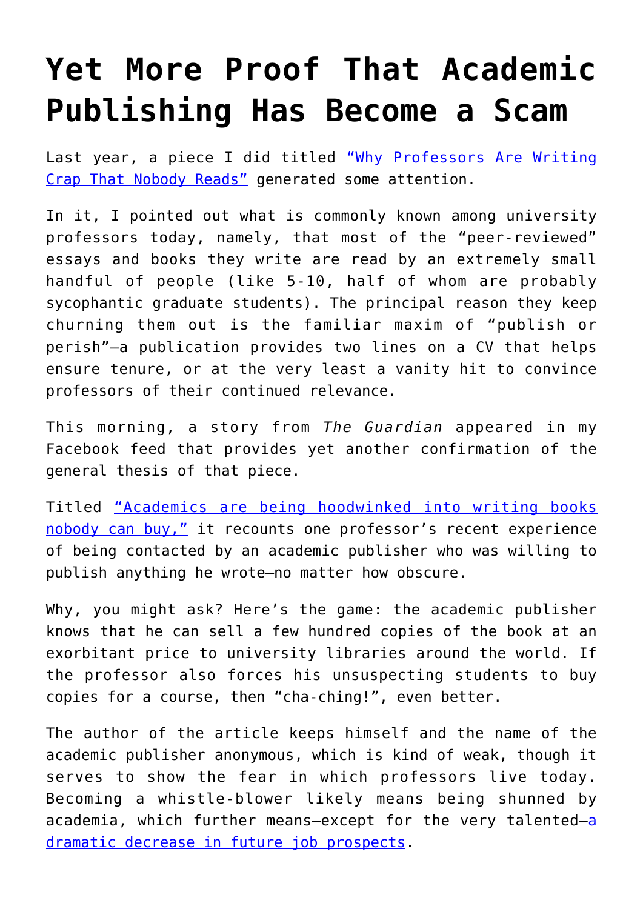# Yet More Proof That Academic Publishing Has Become a Scam

Last year, a piece I did titled "Why Professors Are Writing Crap That Nobody Reads" generated some attention.

In it, I pointed out what is commonly known among university professors today, namely, that most of the "peer-reviewed" essays and books they write are read by an extremely small handful of people (like 5-10, half of whom are probably sycophantic graduate students). The principal reason they keep churning them out is the familiar maxim of "publish or perish"—a publication provides two lines on a CV that helps ensure tenure, or at the very least a vanity hit to convince professors of their continued relevance.

This morning, a story from *The Guardian* appeared in my Facebook feed that provides yet another confirmation of the general thesis of that piece.

Titled "Academics are being hoodwinked into writing books nobody can buy," it recounts one professor's recent experience of being contacted by an academic publisher who was willing to publish anything he wrote—no matter how obscure.

Why, you might ask? Here's the game: the academic publisher knows that he can sell a few hundred copies of the book at an exorbitant price to university libraries around the world. If the professor also forces his unsuspecting students to buy copies for a course, then "cha-ching!", even better.

The author of the article keeps himself and the name of the academic publisher anonymous, which is kind of weak, though it serves to show the fear in which professors live today. Becoming a whistle-blower likely means being shunned by academia, which further means—except for the very talented—a dramatic decrease in future job prospects.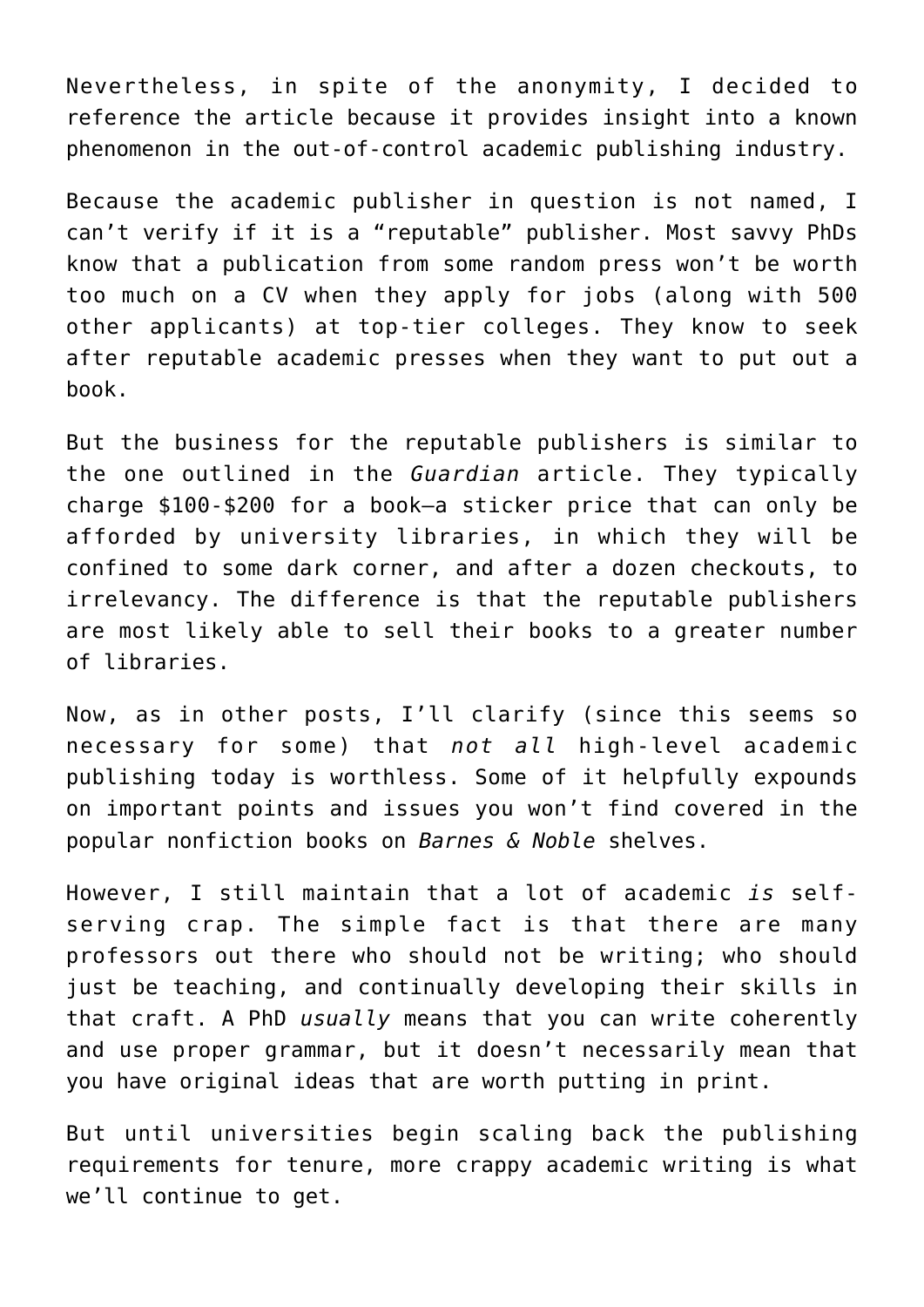Nevertheless, in spite of the anonymity, I decided to reference the article because it provides insight into a known phenomenon in the out-of-control academic publishing industry.

Because the academic publisher in question is not named, I can't verify if it is a "reputable" publisher. Most savvy PhDs know that a publication from some random press won't be worth too much on a CV when they apply for jobs (along with 500 other applicants) at top-tier colleges. They know to seek after reputable academic presses when they want to put out a book.

But the business for the reputable publishers is similar to the one outlined in the *Guardian* article. They typically charge $100-$200 for a book—a sticker price that can only be afforded by university libraries, in which they will be confined to some dark corner, and after a dozen checkouts, to irrelevancy. The difference is that the reputable publishers are most likely able to sell their books to a greater number of libraries.

Now, as in other posts, I'll clarify (since this seems so necessary for some) that *not all* high-level academic publishing today is worthless. Some of it helpfully expounds on important points and issues you won't find covered in the popular nonfiction books on *Barnes & Noble* shelves.

However, I still maintain that a lot of academic *is* self-serving crap. The simple fact is that there are many professors out there who should not be writing; who should just be teaching, and continually developing their skills in that craft. A PhD *usually* means that you can write coherently and use proper grammar, but it doesn't necessarily mean that you have original ideas that are worth putting in print.

But until universities begin scaling back the publishing requirements for tenure, more crappy academic writing is what we'll continue to get.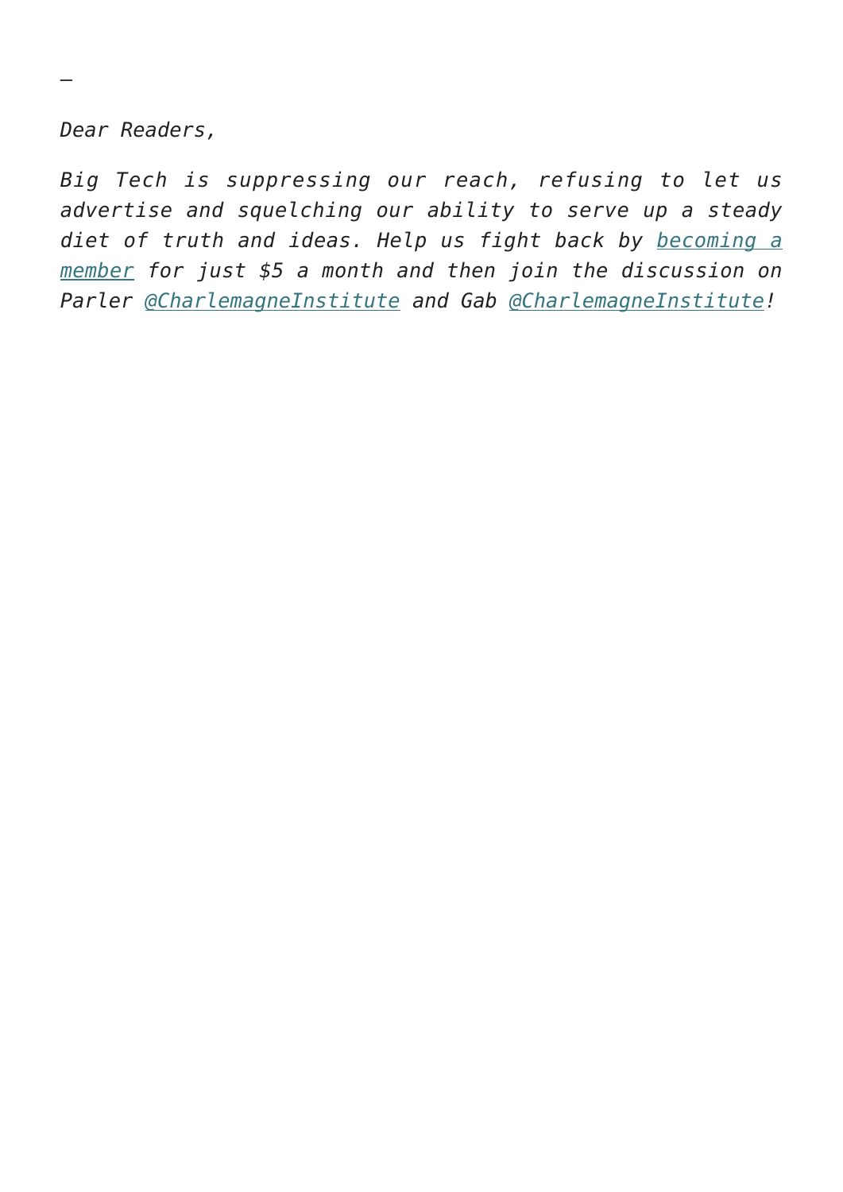—

*Dear Readers,*

*Big Tech is suppressing our reach, refusing to let us advertise and squelching our ability to serve up a steady diet of truth and ideas. Help us fight back by becoming a member for just $5 a month and then join the discussion on Parler @CharlemagneInstitute and Gab @CharlemagneInstitute!*